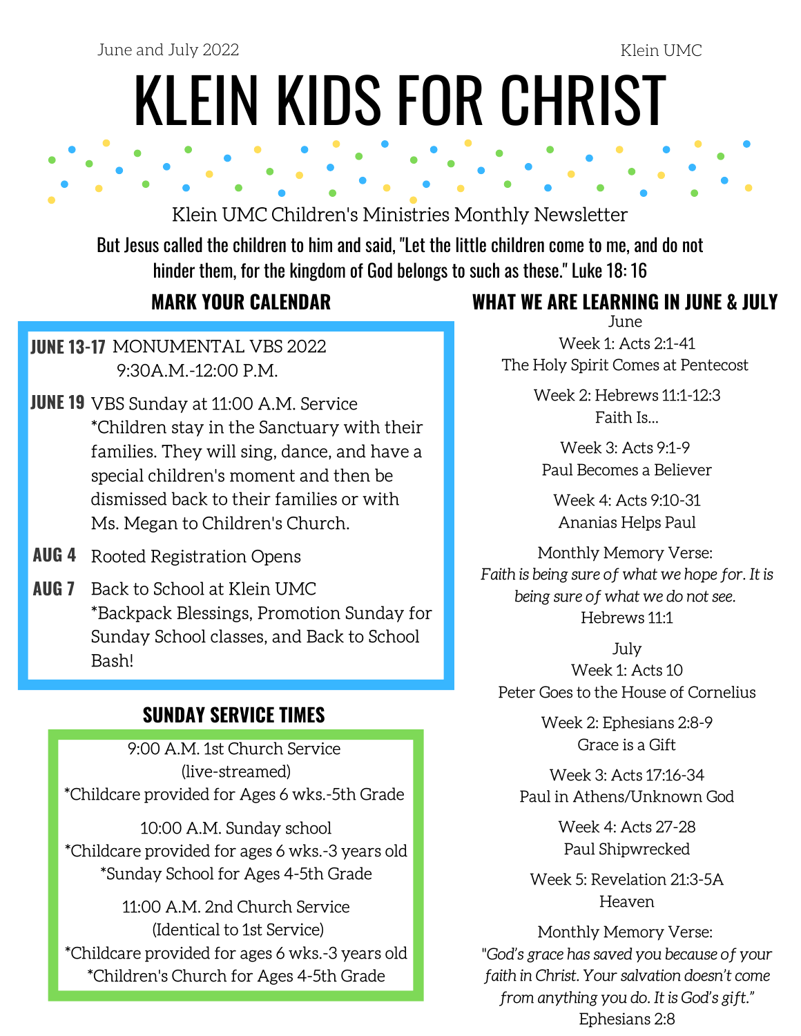June and July 2022

Klein UMC

# KLEIN KIDS FOR CHRIST

Klein UMC Children's Ministries Monthly Newsletter

**But Jesus called the children to him and said, "Let the little children come to me, and do not hinder them, for the kingdom of God belongs to such as these." Luke 18: 16**

## MARK YOUR CALENDAR

**JUNE 13-17** MONUMENTAL VBS 2022
9:30A.M.-12:00 P.M.

**JUNE 19** VBS Sunday at 11:00 A.M. Service
*Children stay in the Sanctuary with their families. They will sing, dance, and have a special children's moment and then be dismissed back to their families or with Ms. Megan to Children's Church.

**AUG 4** Rooted Registration Opens

**AUG 7** Back to School at Klein UMC
*Backpack Blessings, Promotion Sunday for Sunday School classes, and Back to School Bash!

## SUNDAY SERVICE TIMES

9:00 A.M. 1st Church Service
(live-streamed)
*Childcare provided for Ages 6 wks.-5th Grade

10:00 A.M. Sunday school
*Childcare provided for ages 6 wks.-3 years old
*Sunday School for Ages 4-5th Grade

11:00 A.M. 2nd Church Service
(Identical to 1st Service)
*Childcare provided for ages 6 wks.-3 years old
*Children's Church for Ages 4-5th Grade

## WHAT WE ARE LEARNING IN JUNE & JULY

June

Week 1: Acts 2:1-41
The Holy Spirit Comes at Pentecost

Week 2: Hebrews 11:1-12:3
Faith Is...

Week 3: Acts 9:1-9
Paul Becomes a Believer

Week 4: Acts 9:10-31
Ananias Helps Paul

Monthly Memory Verse:
*Faith is being sure of what we hope for. It is being sure of what we do not see.*
Hebrews 11:1

July

Week 1: Acts 10
Peter Goes to the House of Cornelius

Week 2: Ephesians 2:8-9
Grace is a Gift

Week 3: Acts 17:16-34
Paul in Athens/Unknown God

Week 4: Acts 27-28
Paul Shipwrecked

Week 5: Revelation 21:3-5A
Heaven

Monthly Memory Verse:
*"God's grace has saved you because of your faith in Christ. Your salvation doesn't come from anything you do. It is God's gift."*
Ephesians 2:8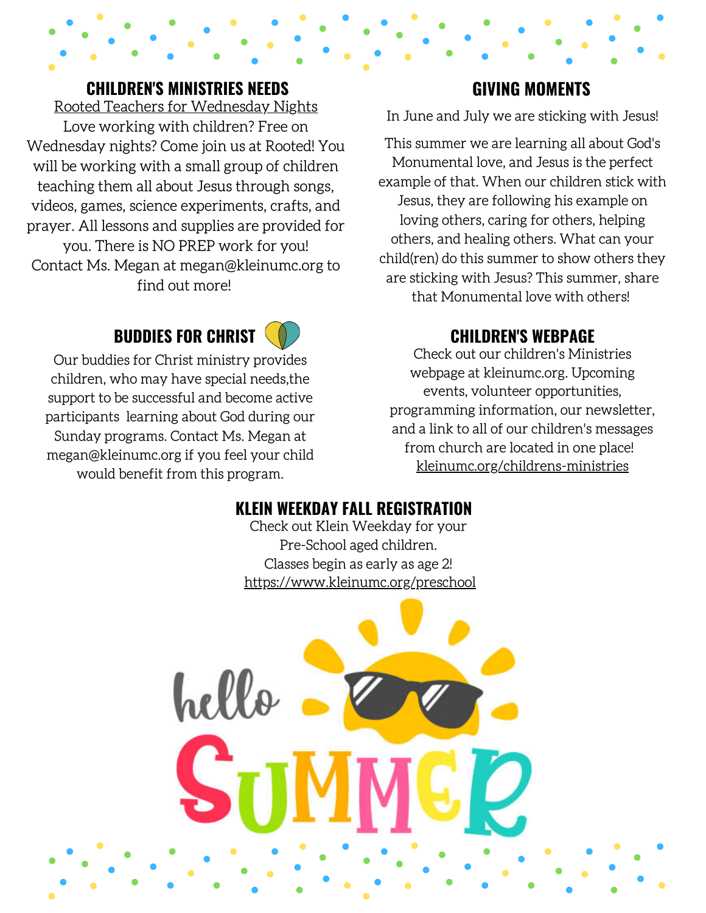## CHILDREN'S MINISTRIES NEEDS

Rooted Teachers for Wednesday Nights

Love working with children? Free on Wednesday nights? Come join us at Rooted! You will be working with a small group of children teaching them all about Jesus through songs, videos, games, science experiments, crafts, and prayer. All lessons and supplies are provided for you. There is NO PREP work for you! Contact Ms. Megan at megan@kleinumc.org to find out more!

## BUDDIES FOR CHRIST

Our buddies for Christ ministry provides children, who may have special needs,the support to be successful and become active participants learning about God during our Sunday programs. Contact Ms. Megan at megan@kleinumc.org if you feel your child would benefit from this program.

## GIVING MOMENTS

In June and July we are sticking with Jesus!

This summer we are learning all about God's Monumental love, and Jesus is the perfect example of that. When our children stick with Jesus, they are following his example on loving others, caring for others, helping others, and healing others. What can your child(ren) do this summer to show others they are sticking with Jesus? This summer, share that Monumental love with others!

## CHILDREN'S WEBPAGE

Check out our children's Ministries webpage at kleinumc.org. Upcoming events, volunteer opportunities, programming information, our newsletter, and a link to all of our children's messages from church are located in one place!
kleinumc.org/childrens-ministries

## KLEIN WEEKDAY FALL REGISTRATION

Check out Klein Weekday for your Pre-School aged children.
Classes begin as early as age 2!
https://www.kleinumc.org/preschool

hello SUMMER